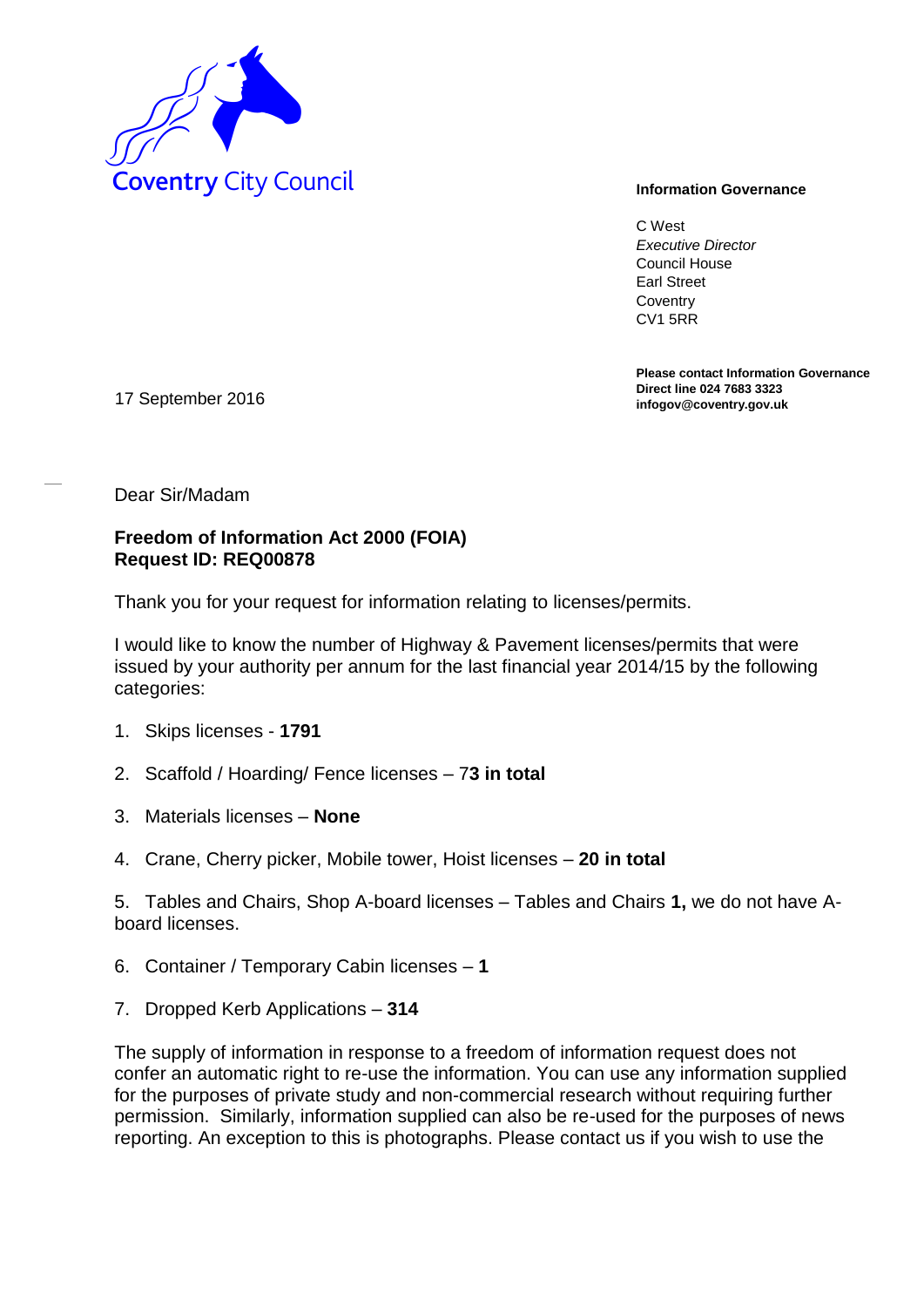Coventry City Council

**Information Governance**

C West
*Executive Director*
Council House
Earl Street
Coventry
CV1 5RR

**Please contact Information Governance**
**Direct line 024 7683 3323**
**infogov@coventry.gov.uk**

17 September 2016

Dear Sir/Madam

**Freedom of Information Act 2000 (FOIA)**
**Request ID: REQ00878**

Thank you for your request for information relating to licenses/permits.

I would like to know the number of Highway & Pavement licenses/permits that were issued by your authority per annum for the last financial year 2014/15 by the following categories:

1. Skips licenses - **1791**

2. Scaffold / Hoarding/ Fence licenses – 7**3 in total**

3. Materials licenses – **None**

4. Crane, Cherry picker, Mobile tower, Hoist licenses – **20 in total**

5. Tables and Chairs, Shop A-board licenses – Tables and Chairs **1,** we do not have A-board licenses.

6. Container / Temporary Cabin licenses – **1**

7. Dropped Kerb Applications – **314**

The supply of information in response to a freedom of information request does not confer an automatic right to re-use the information. You can use any information supplied for the purposes of private study and non-commercial research without requiring further permission. Similarly, information supplied can also be re-used for the purposes of news reporting. An exception to this is photographs. Please contact us if you wish to use the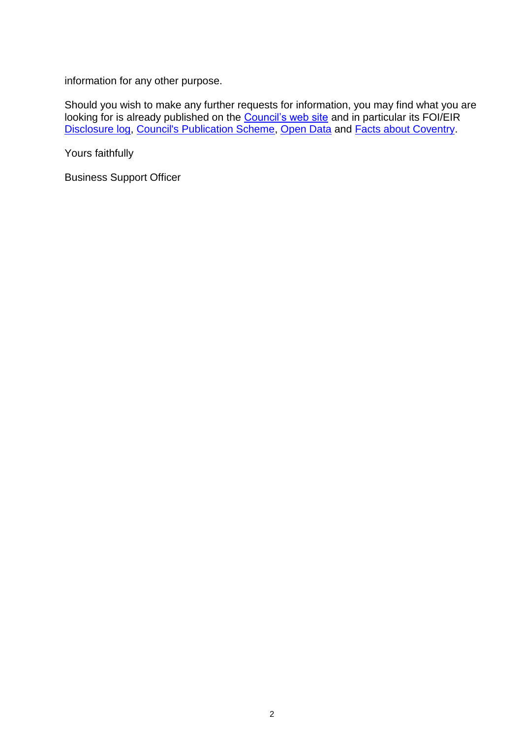information for any other purpose.

Should you wish to make any further requests for information, you may find what you are looking for is already published on the Council's web site and in particular its FOI/EIR Disclosure log, Council's Publication Scheme, Open Data and Facts about Coventry.

Yours faithfully

Business Support Officer